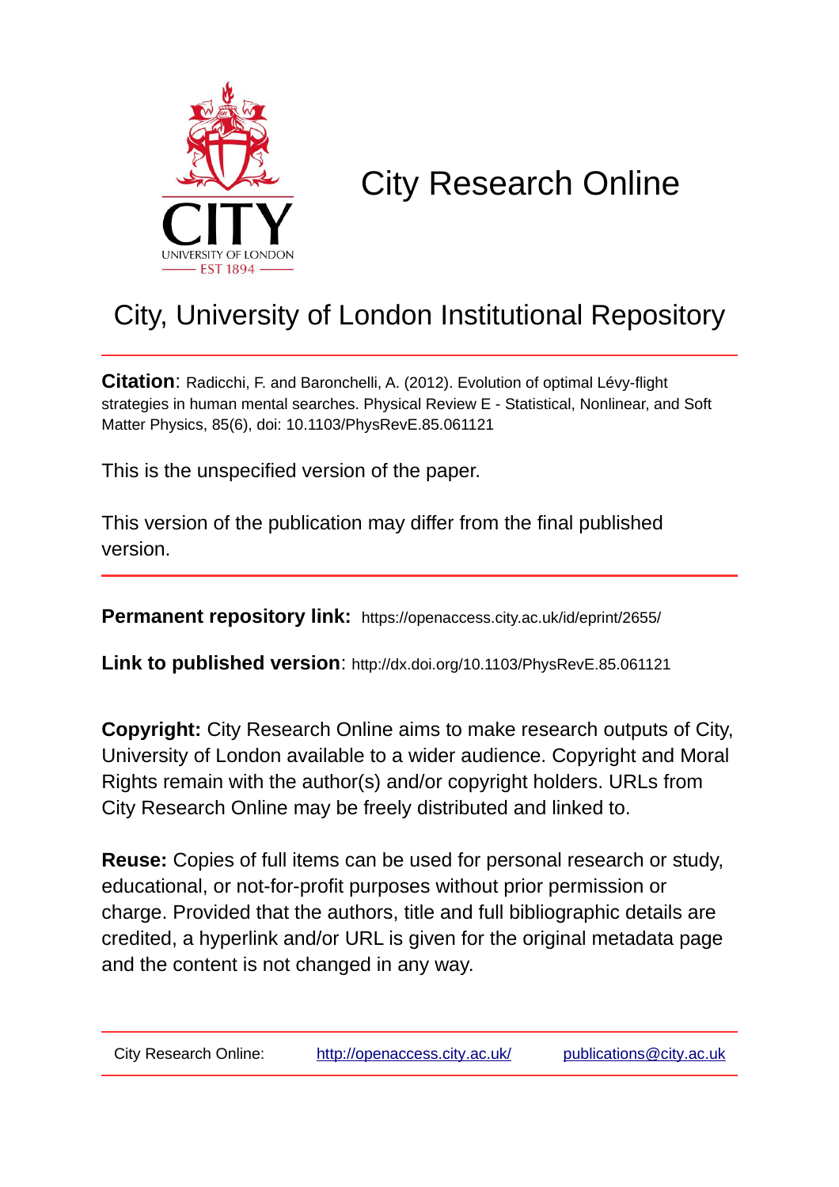# City Research Online

## City, University of London Institutional Repository

**Citation**: Radicchi, F. and Baronchelli, A. (2012). Evolution of optimal Lévy-flight strategies in human mental searches. Physical Review E - Statistical, Nonlinear, and Soft Matter Physics, 85(6), doi: 10.1103/PhysRevE.85.061121

This is the unspecified version of the paper.

This version of the publication may differ from the final published version.

**Permanent repository link:** https://openaccess.city.ac.uk/id/eprint/2655/

**Link to published version**: http://dx.doi.org/10.1103/PhysRevE.85.061121

**Copyright:** City Research Online aims to make research outputs of City, University of London available to a wider audience. Copyright and Moral Rights remain with the author(s) and/or copyright holders. URLs from City Research Online may be freely distributed and linked to.

**Reuse:** Copies of full items can be used for personal research or study, educational, or not-for-profit purposes without prior permission or charge. Provided that the authors, title and full bibliographic details are credited, a hyperlink and/or URL is given for the original metadata page and the content is not changed in any way.

City Research Online: http://openaccess.city.ac.uk/ publications@city.ac.uk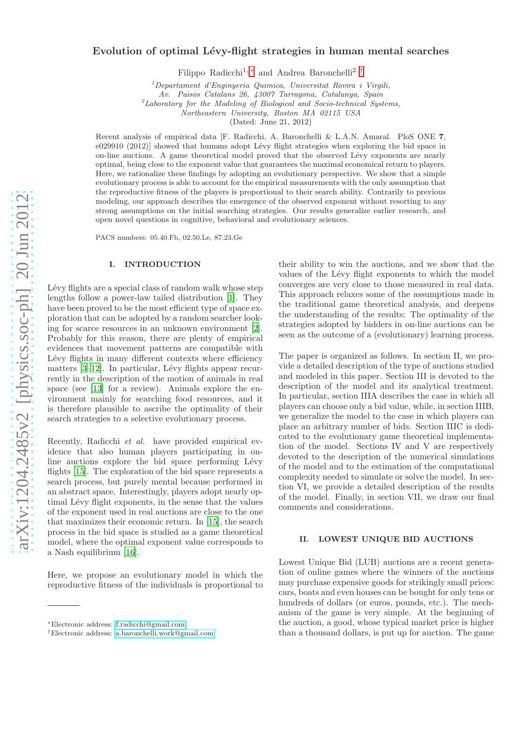# Evolution of optimal Lévy-flight strategies in human mental searches

Filippo Radicchi[1,*] and Andrea Baronchelli[2,†]

[1]Departament d'Enginyeria Quimica, Universitat Rovira i Virgili, Av. Paisos Catalans 26, 43007 Tarragona, Catalunya, Spain
[2]Laboratory for the Modeling of Biological and Socio-technical Systems, Northeastern University, Boston MA 02115 USA
(Dated: June 21, 2012)

Recent analysis of empirical data [F. Radicchi, A. Baronchelli & L.A.N. Amaral. PloS ONE **7**, e029910 (2012)] showed that humans adopt Lévy flight strategies when exploring the bid space in on-line auctions. A game theoretical model proved that the observed Lévy exponents are nearly optimal, being close to the exponent value that guarantees the maximal economical return to players. Here, we rationalize these findings by adopting an evolutionary perspective. We show that a simple evolutionary process is able to account for the empirical measurements with the only assumption that the reproductive fitness of the players is proportional to their search ability. Contrarily to previous modeling, our approach describes the emergence of the observed exponent without resorting to any strong assumptions on the initial searching strategies. Our results generalize earlier research, and open novel questions in cognitive, behavioral and evolutionary sciences.

PACS numbers: 05.40.Fb, 02.50.Le, 87.23.Ge

## I. INTRODUCTION

Lévy flights are a special class of random walk whose step lengths follow a power-law tailed distribution [1]. They have been proved to be the most efficient type of space exploration that can be adopted by a random searcher looking for scarce resources in an unknown environment [2]. Probably for this reason, there are plenty of empirical evidences that movement patterns are compatible with Lévy flights in many different contexts where efficiency matters [3–12]. In particular, Lévy flights appear recurrently in the description of the motion of animals in real space (see [13] for a review). Animals explore the environment mainly for searching food resources, and it is therefore plausible to ascribe the optimality of their search strategies to a selective evolutionary process.

Recently, Radicchi *et al.* have provided empirical evidence that also human players participating in on-line auctions explore the bid space performing Lévy flights [15]. The exploration of the bid space represents a search process, but purely mental because performed in an abstract space. Interestingly, players adopt nearly optimal Lévy flight exponents, in the sense that the values of the exponent used in real auctions are close to the one that maximizes their economic return. In [15], the search process in the bid space is studied as a game theoretical model, where the optimal exponent value corresponds to a Nash equilibrium [16].

Here, we propose an evolutionary model in which the reproductive fitness of the individuals is proportional to their ability to win the auctions, and we show that the values of the Lévy flight exponents to which the model converges are very close to those measured in real data. This approach relaxes some of the assumptions made in the traditional game theoretical analysis, and deepens the understanding of the results: The optimality of the strategies adopted by bidders in on-line auctions can be seen as the outcome of a (evolutionary) learning process.

The paper is organized as follows. In section II, we provide a detailed description of the type of auctions studied and modeled in this paper. Section III is devoted to the description of the model and its analytical treatment. In particular, section IIIA describes the case in which all players can choose only a bid value, while, in section IIIB, we generalize the model to the case in which players can place an arbitrary number of bids. Section IIIC is dedicated to the evolutionary game theoretical implementation of the model. Sections IV and V are respectively devoted to the description of the numerical simulations of the model and to the estimation of the computational complexity needed to simulate or solve the model. In section VI, we provide a detailed description of the results of the model. Finally, in section VII, we draw our final comments and considerations.

## II. LOWEST UNIQUE BID AUCTIONS

Lowest Unique Bid (LUB) auctions are a recent generation of online games where the winners of the auctions may purchase expensive goods for strikingly small prices: cars, boats and even houses can be bought for only tens or hundreds of dollars (or euros, pounds, etc.). The mechanism of the game is very simple. At the beginning of the auction, a good, whose typical market price is higher than a thousand dollars, is put up for auction. The game

*Electronic address: f.radicchi@gmail.com
†Electronic address: a.baronchelli.work@gmail.com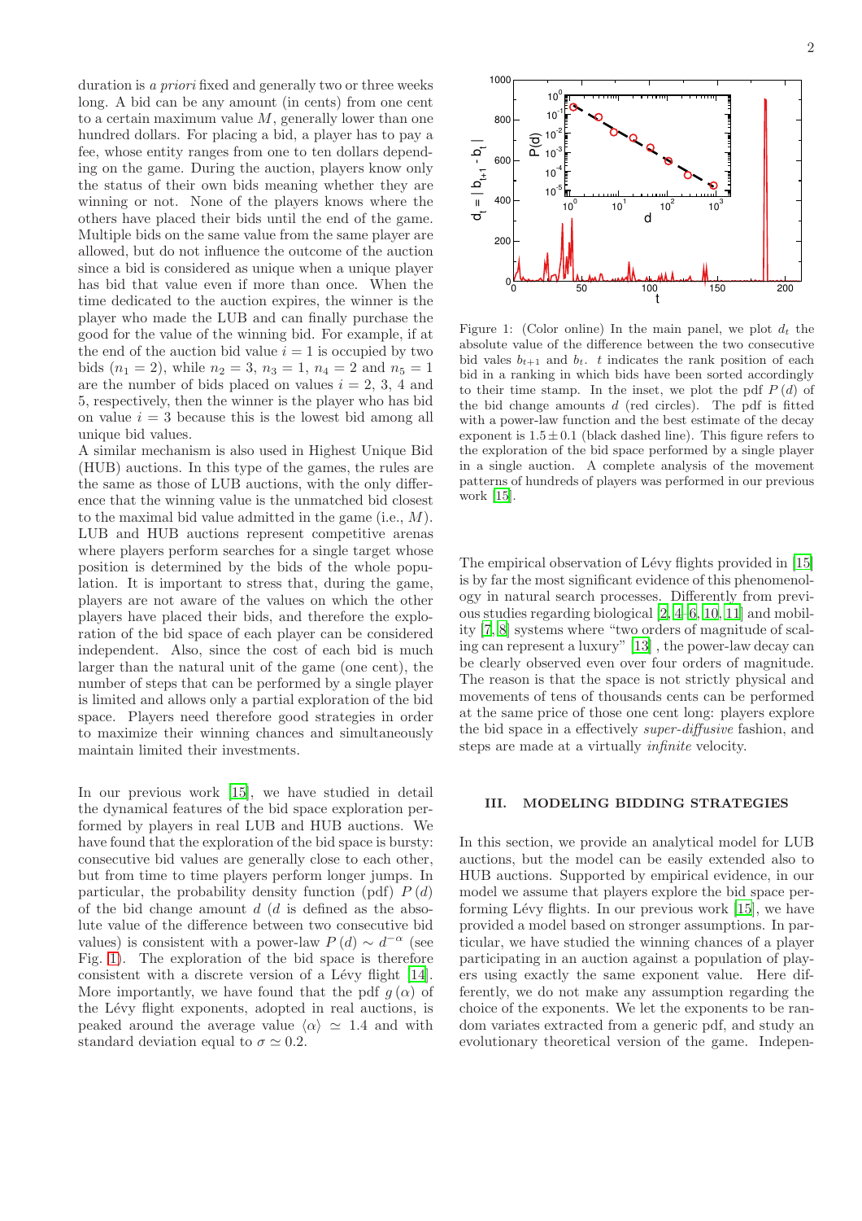duration is *a priori* fixed and generally two or three weeks long. A bid can be any amount (in cents) from one cent to a certain maximum value $M$, generally lower than one hundred dollars. For placing a bid, a player has to pay a fee, whose entity ranges from one to ten dollars depending on the game. During the auction, players know only the status of their own bids meaning whether they are winning or not. None of the players knows where the others have placed their bids until the end of the game. Multiple bids on the same value from the same player are allowed, but do not influence the outcome of the auction since a bid is considered as unique when a unique player has bid that value even if more than once. When the time dedicated to the auction expires, the winner is the player who made the LUB and can finally purchase the good for the value of the winning bid. For example, if at the end of the auction bid value $i = 1$ is occupied by two bids ($n_1 = 2$), while $n_2 = 3$, $n_3 = 1$, $n_4 = 2$ and $n_5 = 1$ are the number of bids placed on values $i = 2$, 3, 4 and 5, respectively, then the winner is the player who has bid on value $i = 3$ because this is the lowest bid among all unique bid values.

A similar mechanism is also used in Highest Unique Bid (HUB) auctions. In this type of the games, the rules are the same as those of LUB auctions, with the only difference that the winning value is the unmatched bid closest to the maximal bid value admitted in the game (i.e., $M$). LUB and HUB auctions represent competitive arenas where players perform searches for a single target whose position is determined by the bids of the whole population. It is important to stress that, during the game, players are not aware of the values on which the other players have placed their bids, and therefore the exploration of the bid space of each player can be considered independent. Also, since the cost of each bid is much larger than the natural unit of the game (one cent), the number of steps that can be performed by a single player is limited and allows only a partial exploration of the bid space. Players need therefore good strategies in order to maximize their winning chances and simultaneously maintain limited their investments.

In our previous work [15], we have studied in detail the dynamical features of the bid space exploration performed by players in real LUB and HUB auctions. We have found that the exploration of the bid space is bursty: consecutive bid values are generally close to each other, but from time to time players perform longer jumps. In particular, the probability density function (pdf) $P(d)$ of the bid change amount $d$ ($d$ is defined as the absolute value of the difference between two consecutive bid values) is consistent with a power-law $P(d) \sim d^{-\alpha}$ (see Fig. 1). The exploration of the bid space is therefore consistent with a discrete version of a Lévy flight [14]. More importantly, we have found that the pdf $g(\alpha)$ of the Lévy flight exponents, adopted in real auctions, is peaked around the average value $\langle\alpha\rangle \simeq 1.4$ and with standard deviation equal to $\sigma \simeq 0.2$.

Figure 1: (Color online) In the main panel, we plot $d_t$ the absolute value of the difference between the two consecutive bid vales $b_{t+1}$ and $b_t$. $t$ indicates the rank position of each bid in a ranking in which bids have been sorted accordingly to their time stamp. In the inset, we plot the pdf $P(d)$ of the bid change amounts $d$ (red circles). The pdf is fitted with a power-law function and the best estimate of the decay exponent is $1.5 \pm 0.1$ (black dashed line). This figure refers to the exploration of the bid space performed by a single player in a single auction. A complete analysis of the movement patterns of hundreds of players was performed in our previous work [15].

The empirical observation of Lévy flights provided in [15] is by far the most significant evidence of this phenomenology in natural search processes. Differently from previous studies regarding biological [2, 4–6, 10, 11] and mobility [7, 8] systems where "two orders of magnitude of scaling can represent a luxury" [13] , the power-law decay can be clearly observed even over four orders of magnitude. The reason is that the space is not strictly physical and movements of tens of thousands cents can be performed at the same price of those one cent long: players explore the bid space in a effectively *super-diffusive* fashion, and steps are made at a virtually *infinite* velocity.

## III. MODELING BIDDING STRATEGIES

In this section, we provide an analytical model for LUB auctions, but the model can be easily extended also to HUB auctions. Supported by empirical evidence, in our model we assume that players explore the bid space performing Lévy flights. In our previous work [15], we have provided a model based on stronger assumptions. In particular, we have studied the winning chances of a player participating in an auction against a population of players using exactly the same exponent value. Here differently, we do not make any assumption regarding the choice of the exponents. We let the exponents to be random variates extracted from a generic pdf, and study an evolutionary theoretical version of the game. Indepen-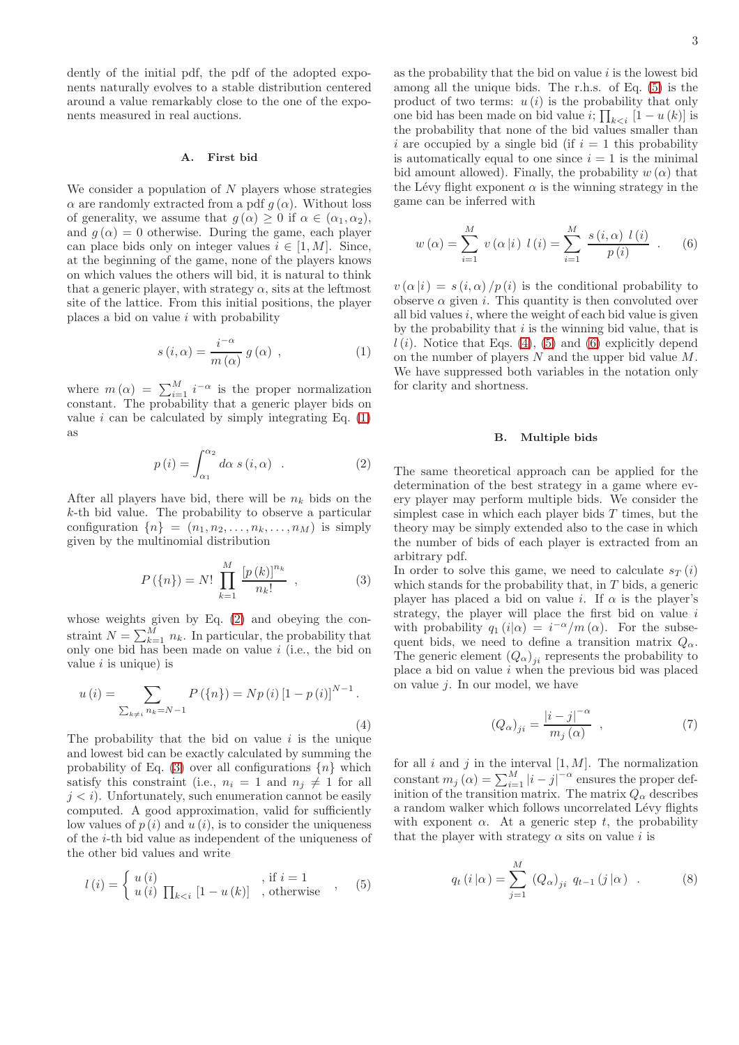dently of the initial pdf, the pdf of the adopted exponents naturally evolves to a stable distribution centered around a value remarkably close to the one of the exponents measured in real auctions.

### A. First bid

We consider a population of $N$ players whose strategies $\alpha$ are randomly extracted from a pdf $g(\alpha)$. Without loss of generality, we assume that $g(\alpha) \geq 0$ if $\alpha \in (\alpha_1, \alpha_2)$, and $g(\alpha) = 0$ otherwise. During the game, each player can place bids only on integer values $i \in [1, M]$. Since, at the beginning of the game, none of the players knows on which values the others will bid, it is natural to think that a generic player, with strategy $\alpha$, sits at the leftmost site of the lattice. From this initial positions, the player places a bid on value $i$ with probability

$$s(i, \alpha) = \frac{i^{-\alpha}}{m(\alpha)}\, g(\alpha) \ , \tag{1}$$

where $m(\alpha) = \sum_{i=1}^{M} i^{-\alpha}$ is the proper normalization constant. The probability that a generic player bids on value $i$ can be calculated by simply integrating Eq. (1) as

$$p(i) = \int_{\alpha_1}^{\alpha_2} d\alpha\; s(i, \alpha) \quad . \tag{2}$$

After all players have bid, there will be $n_k$ bids on the $k$-th bid value. The probability to observe a particular configuration $\{n\} = (n_1, n_2, \ldots, n_k, \ldots, n_M)$ is simply given by the multinomial distribution

$$P(\{n\}) = N! \prod_{k=1}^{M} \frac{[p(k)]^{n_k}}{n_k!} \ , \tag{3}$$

whose weights given by Eq. (2) and obeying the constraint $N = \sum_{k=1}^{M} n_k$. In particular, the probability that only one bid has been made on value $i$ (i.e., the bid on value $i$ is unique) is

$$u(i) = \sum_{\sum_{k\neq i} n_k = N-1} P(\{n\}) = N p(i)\, [1 - p(i)]^{N-1} \, . \tag{4}$$

The probability that the bid on value $i$ is the unique and lowest bid can be exactly calculated by summing the probability of Eq. (3) over all configurations $\{n\}$ which satisfy this constraint (i.e., $n_i = 1$ and $n_j \neq 1$ for all $j < i$). Unfortunately, such enumeration cannot be easily computed. A good approximation, valid for sufficiently low values of $p(i)$ and $u(i)$, is to consider the uniqueness of the $i$-th bid value as independent of the uniqueness of the other bid values and write

$$l(i) = \begin{cases} u(i) & , \text{if } i = 1 \\ u(i) \prod_{k<i} [1 - u(k)] & , \text{otherwise} \end{cases} \quad , \tag{5}$$

as the probability that the bid on value $i$ is the lowest bid among all the unique bids. The r.h.s. of Eq. (5) is the product of two terms: $u(i)$ is the probability that only one bid has been made on bid value $i$; $\prod_{k<i} [1 - u(k)]$ is the probability that none of the bid values smaller than $i$ are occupied by a single bid (if $i = 1$ this probability is automatically equal to one since $i = 1$ is the minimal bid amount allowed). Finally, the probability $w(\alpha)$ that the Lévy flight exponent $\alpha$ is the winning strategy in the game can be inferred with

$$w(\alpha) = \sum_{i=1}^{M} v(\alpha \,|i)\; l(i) = \sum_{i=1}^{M} \frac{s(i, \alpha)\; l(i)}{p(i)} \quad . \tag{6}$$

$v(\alpha \,|i) = s(i, \alpha) / p(i)$ is the conditional probability to observe $\alpha$ given $i$. This quantity is then convoluted over all bid values $i$, where the weight of each bid value is given by the probability that $i$ is the winning bid value, that is $l(i)$. Notice that Eqs. (4), (5) and (6) explicitly depend on the number of players $N$ and the upper bid value $M$. We have suppressed both variables in the notation only for clarity and shortness.

### B. Multiple bids

The same theoretical approach can be applied for the determination of the best strategy in a game where every player may perform multiple bids. We consider the simplest case in which each player bids $T$ times, but the theory may be simply extended also to the case in which the number of bids of each player is extracted from an arbitrary pdf.

In order to solve this game, we need to calculate $s_T(i)$ which stands for the probability that, in $T$ bids, a generic player has placed a bid on value $i$. If $\alpha$ is the player's strategy, the player will place the first bid on value $i$ with probability $q_1(i|\alpha) = i^{-\alpha}/m(\alpha)$. For the subsequent bids, we need to define a transition matrix $Q_\alpha$. The generic element $(Q_\alpha)_{ji}$ represents the probability to place a bid on value $i$ when the previous bid was placed on value $j$. In our model, we have

$$(Q_\alpha)_{ji} = \frac{|i-j|^{-\alpha}}{m_j(\alpha)} \quad , \tag{7}$$

for all $i$ and $j$ in the interval $[1, M]$. The normalization constant $m_j(\alpha) = \sum_{i=1}^{M} |i-j|^{-\alpha}$ ensures the proper definition of the transition matrix. The matrix $Q_\alpha$ describes a random walker which follows uncorrelated Lévy flights with exponent $\alpha$. At a generic step $t$, the probability that the player with strategy $\alpha$ sits on value $i$ is

$$q_t(i\,|\alpha) = \sum_{j=1}^{M} (Q_\alpha)_{ji}\; q_{t-1}(j\,|\alpha) \quad . \tag{8}$$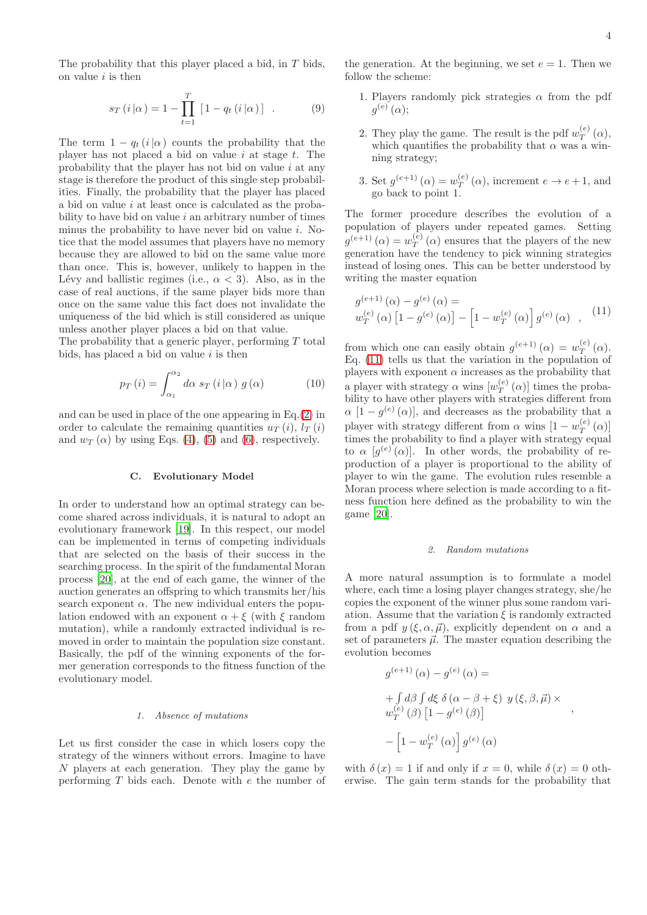The probability that this player placed a bid, in $T$ bids, on value $i$ is then

$$s_T\left(i\,|\alpha\right) = 1 - \prod_{t=1}^{T} \left[1 - q_t\left(i\,|\alpha\right)\right] \quad . \tag{9}$$

The term $1 - q_t\left(i\,|\alpha\right)$ counts the probability that the player has not placed a bid on value $i$ at stage $t$. The probability that the player has not bid on value $i$ at any stage is therefore the product of this single step probabilities. Finally, the probability that the player has placed a bid on value $i$ at least once is calculated as the probability to have bid on value $i$ an arbitrary number of times minus the probability to have never bid on value $i$. Notice that the model assumes that players have no memory because they are allowed to bid on the same value more than once. This is, however, unlikely to happen in the Lévy and ballistic regimes (i.e., $\alpha < 3$). Also, as in the case of real auctions, if the same player bids more than once on the same value this fact does not invalidate the uniqueness of the bid which is still considered as unique unless another player places a bid on that value.
The probability that a generic player, performing $T$ total bids, has placed a bid on value $i$ is then

$$p_T\left(i\right) = \int_{\alpha_1}^{\alpha_2} d\alpha \; s_T\left(i\,|\alpha\right)\, g\left(\alpha\right) \tag{10}$$

and can be used in place of the one appearing in Eq.(2) in order to calculate the remaining quantities $u_T\left(i\right)$, $l_T\left(i\right)$ and $w_T\left(\alpha\right)$ by using Eqs. (4), (5) and (6), respectively.

### C. Evolutionary Model

In order to understand how an optimal strategy can become shared across individuals, it is natural to adopt an evolutionary framework [19]. In this respect, our model can be implemented in terms of competing individuals that are selected on the basis of their success in the searching process. In the spirit of the fundamental Moran process [20], at the end of each game, the winner of the auction generates an offspring to which transmits her/his search exponent $\alpha$. The new individual enters the population endowed with an exponent $\alpha + \xi$ (with $\xi$ random mutation), while a randomly extracted individual is removed in order to maintain the population size constant. Basically, the pdf of the winning exponents of the former generation corresponds to the fitness function of the evolutionary model.

#### 1. Absence of mutations

Let us first consider the case in which losers copy the strategy of the winners without errors. Imagine to have $N$ players at each generation. They play the game by performing $T$ bids each. Denote with $e$ the number of the generation. At the beginning, we set $e = 1$. Then we follow the scheme:

1. Players randomly pick strategies $\alpha$ from the pdf $g^{(e)}\left(\alpha\right)$;
2. They play the game. The result is the pdf $w_T^{(e)}\left(\alpha\right)$, which quantifies the probability that $\alpha$ was a winning strategy;
3. Set $g^{(e+1)}\left(\alpha\right) = w_T^{(e)}\left(\alpha\right)$, increment $e \to e + 1$, and go back to point 1.

The former procedure describes the evolution of a population of players under repeated games. Setting $g^{(e+1)}\left(\alpha\right) = w_T^{(e)}\left(\alpha\right)$ ensures that the players of the new generation have the tendency to pick winning strategies instead of losing ones. This can be better understood by writing the master equation

$$\begin{aligned} &g^{(e+1)}\left(\alpha\right) - g^{(e)}\left(\alpha\right) = \\ &w_T^{(e)}\left(\alpha\right)\left[1 - g^{(e)}\left(\alpha\right)\right] - \left[1 - w_T^{(e)}\left(\alpha\right)\right] g^{(e)}\left(\alpha\right) \quad , \end{aligned} \tag{11}$$

from which one can easily obtain $g^{(e+1)}\left(\alpha\right) = w_T^{(e)}\left(\alpha\right)$. Eq. (11) tells us that the variation in the population of players with exponent $\alpha$ increases as the probability that a player with strategy $\alpha$ wins $[w_T^{(e)}\left(\alpha\right)]$ times the probability to have other players with strategies different from $\alpha$ $[1 - g^{(e)}\left(\alpha\right)]$, and decreases as the probability that a player with strategy different from $\alpha$ wins $[1 - w_T^{(e)}\left(\alpha\right)]$ times the probability to find a player with strategy equal to $\alpha$ $[g^{(e)}\left(\alpha\right)]$. In other words, the probability of reproduction of a player is proportional to the ability of player to win the game. The evolution rules resemble a Moran process where selection is made according to a fitness function here defined as the probability to win the game [20].

#### 2. Random mutations

A more natural assumption is to formulate a model where, each time a losing player changes strategy, she/he copies the exponent of the winner plus some random variation. Assume that the variation $\xi$ is randomly extracted from a pdf $y\left(\xi, \alpha, \vec{\mu}\right)$, explicitly dependent on $\alpha$ and a set of parameters $\vec{\mu}$. The master equation describing the evolution becomes

$$\begin{aligned} &g^{(e+1)}\left(\alpha\right) - g^{(e)}\left(\alpha\right) = \\ &+ \int d\beta \int d\xi \; \delta\left(\alpha - \beta + \xi\right)\; y\left(\xi, \beta, \vec{\mu}\right) \times \\ &w_T^{(e)}\left(\beta\right)\left[1 - g^{(e)}\left(\beta\right)\right] \\ &- \left[1 - w_T^{(e)}\left(\alpha\right)\right] g^{(e)}\left(\alpha\right) \end{aligned} \quad ,$$

with $\delta\left(x\right) = 1$ if and only if $x = 0$, while $\delta\left(x\right) = 0$ otherwise. The gain term stands for the probability that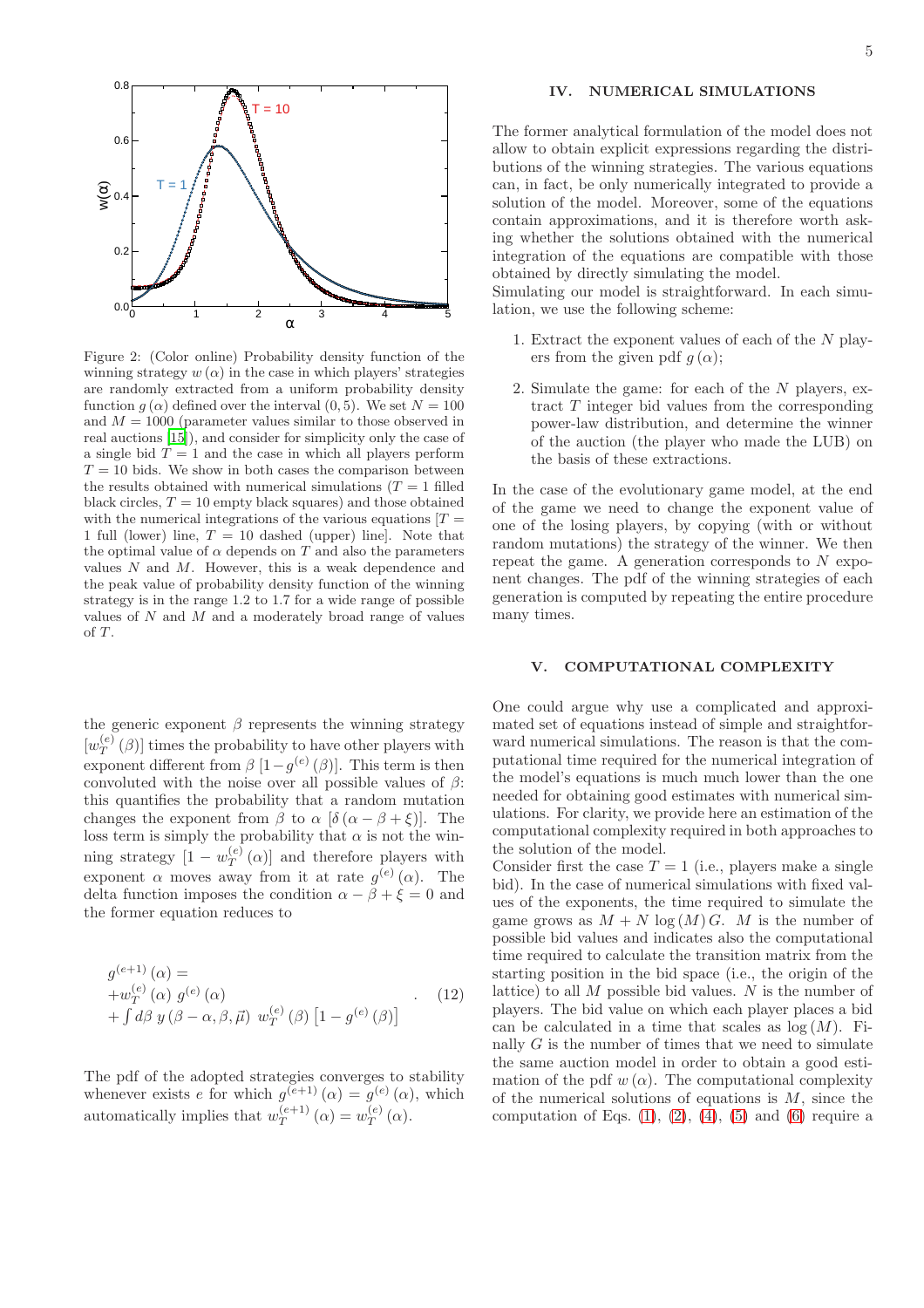Figure 2: (Color online) Probability density function of the winning strategy $w(\alpha)$ in the case in which players' strategies are randomly extracted from a uniform probability density function $g(\alpha)$ defined over the interval $(0, 5)$. We set $N = 100$ and $M = 1000$ (parameter values similar to those observed in real auctions [15]), and consider for simplicity only the case of a single bid $T = 1$ and the case in which all players perform $T = 10$ bids. We show in both cases the comparison between the results obtained with numerical simulations ($T = 1$ filled black circles, $T = 10$ empty black squares) and those obtained with the numerical integrations of the various equations [$T = 1$ full (lower) line, $T = 10$ dashed (upper) line]. Note that the optimal value of $\alpha$ depends on $T$ and also the parameters values $N$ and $M$. However, this is a weak dependence and the peak value of probability density function of the winning strategy is in the range 1.2 to 1.7 for a wide range of possible values of $N$ and $M$ and a moderately broad range of values of $T$.

the generic exponent $\beta$ represents the winning strategy $[w_T^{(e)}(\beta)]$ times the probability to have other players with exponent different from $\beta$ $[1 - g^{(e)}(\beta)]$. This term is then convoluted with the noise over all possible values of $\beta$: this quantifies the probability that a random mutation changes the exponent from $\beta$ to $\alpha$ $[\delta(\alpha - \beta + \xi)]$. The loss term is simply the probability that $\alpha$ is not the winning strategy $[1 - w_T^{(e)}(\alpha)]$ and therefore players with exponent $\alpha$ moves away from it at rate $g^{(e)}(\alpha)$. The delta function imposes the condition $\alpha - \beta + \xi = 0$ and the former equation reduces to

$$
\begin{aligned}
&g^{(e+1)}(\alpha) = \\
&+ w_T^{(e)}(\alpha)\, g^{(e)}(\alpha) \\
&+ \int d\beta\, y(\beta - \alpha, \beta, \vec{\mu})\, w_T^{(e)}(\beta) \left[1 - g^{(e)}(\beta)\right]
\end{aligned} \quad . \qquad (12)
$$

The pdf of the adopted strategies converges to stability whenever exists $e$ for which $g^{(e+1)}(\alpha) = g^{(e)}(\alpha)$, which automatically implies that $w_T^{(e+1)}(\alpha) = w_T^{(e)}(\alpha)$.

## IV. NUMERICAL SIMULATIONS

The former analytical formulation of the model does not allow to obtain explicit expressions regarding the distributions of the winning strategies. The various equations can, in fact, be only numerically integrated to provide a solution of the model. Moreover, some of the equations contain approximations, and it is therefore worth asking whether the solutions obtained with the numerical integration of the equations are compatible with those obtained by directly simulating the model.

Simulating our model is straightforward. In each simulation, we use the following scheme:

1. Extract the exponent values of each of the $N$ players from the given pdf $g(\alpha)$;
2. Simulate the game: for each of the $N$ players, extract $T$ integer bid values from the corresponding power-law distribution, and determine the winner of the auction (the player who made the LUB) on the basis of these extractions.

In the case of the evolutionary game model, at the end of the game we need to change the exponent value of one of the losing players, by copying (with or without random mutations) the strategy of the winner. We then repeat the game. A generation corresponds to $N$ exponent changes. The pdf of the winning strategies of each generation is computed by repeating the entire procedure many times.

## V. COMPUTATIONAL COMPLEXITY

One could argue why use a complicated and approximated set of equations instead of simple and straightforward numerical simulations. The reason is that the computational time required for the numerical integration of the model's equations is much much lower than the one needed for obtaining good estimates with numerical simulations. For clarity, we provide here an estimation of the computational complexity required in both approaches to the solution of the model.

Consider first the case $T = 1$ (i.e., players make a single bid). In the case of numerical simulations with fixed values of the exponents, the time required to simulate the game grows as $M + N \log(M) G$. $M$ is the number of possible bid values and indicates also the computational time required to calculate the transition matrix from the starting position in the bid space (i.e., the origin of the lattice) to all $M$ possible bid values. $N$ is the number of players. The bid value on which each player places a bid can be calculated in a time that scales as $\log(M)$. Finally $G$ is the number of times that we need to simulate the same auction model in order to obtain a good estimation of the pdf $w(\alpha)$. The computational complexity of the numerical solutions of equations is $M$, since the computation of Eqs. (1), (2), (4), (5) and (6) require a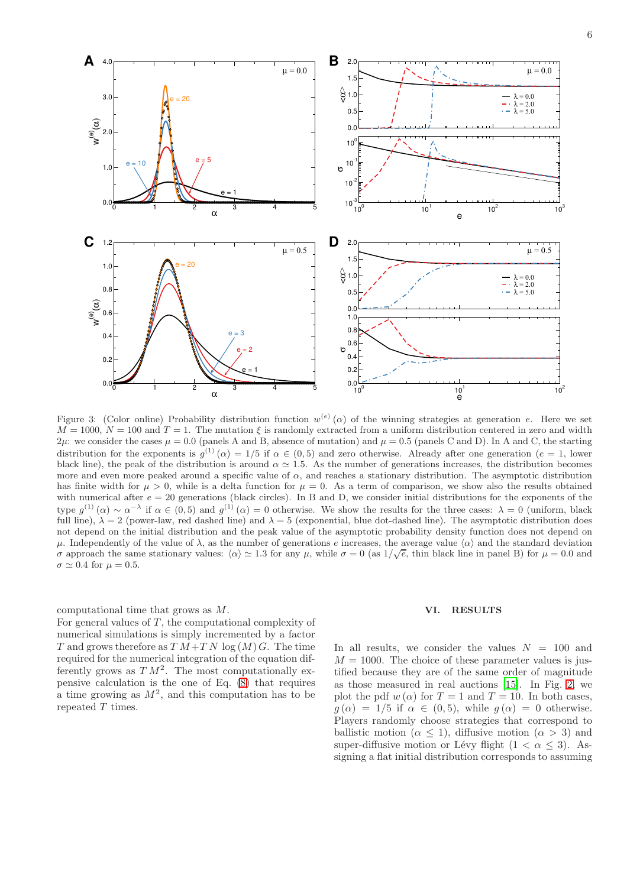Figure 3: (Color online) Probability distribution function $w^{(e)}(\alpha)$ of the winning strategies at generation $e$. Here we set $M = 1000$, $N = 100$ and $T = 1$. The mutation $\xi$ is randomly extracted from a uniform distribution centered in zero and width $2\mu$: we consider the cases $\mu = 0.0$ (panels A and B, absence of mutation) and $\mu = 0.5$ (panels C and D). In A and C, the starting distribution for the exponents is $g^{(1)}(\alpha) = 1/5$ if $\alpha \in (0, 5)$ and zero otherwise. Already after one generation ($e = 1$, lower black line), the peak of the distribution is around $\alpha \simeq 1.5$. As the number of generations increases, the distribution becomes more and even more peaked around a specific value of $\alpha$, and reaches a stationary distribution. The asymptotic distribution has finite width for $\mu > 0$, while is a delta function for $\mu = 0$. As a term of comparison, we show also the results obtained with numerical after $e = 20$ generations (black circles). In B and D, we consider initial distributions for the exponents of the type $g^{(1)}(\alpha) \sim \alpha^{-\lambda}$ if $\alpha \in (0, 5)$ and $g^{(1)}(\alpha) = 0$ otherwise. We show the results for the three cases: $\lambda = 0$ (uniform, black full line), $\lambda = 2$ (power-law, red dashed line) and $\lambda = 5$ (exponential, blue dot-dashed line). The asymptotic distribution does not depend on the initial distribution and the peak value of the asymptotic probability density function does not depend on $\mu$. Independently of the value of $\lambda$, as the number of generations $e$ increases, the average value $\langle\alpha\rangle$ and the standard deviation $\sigma$ approach the same stationary values: $\langle\alpha\rangle \simeq 1.3$ for any $\mu$, while $\sigma = 0$ (as $1/\sqrt{e}$, thin black line in panel B) for $\mu = 0.0$ and $\sigma \simeq 0.4$ for $\mu = 0.5$.

computational time that grows as $M$.

For general values of $T$, the computational complexity of numerical simulations is simply incremented by a factor $T$ and grows therefore as $T\,M + T\,N\,\log(M)\,G$. The time required for the numerical integration of the equation differently grows as $T\,M^2$. The most computationally expensive calculation is the one of Eq. (8) that requires a time growing as $M^2$, and this computation has to be repeated $T$ times.

## VI. RESULTS

In all results, we consider the values $N = 100$ and $M = 1000$. The choice of these parameter values is justified because they are of the same order of magnitude as those measured in real auctions [15]. In Fig. 2, we plot the pdf $w(\alpha)$ for $T = 1$ and $T = 10$. In both cases, $g(\alpha) = 1/5$ if $\alpha \in (0, 5)$, while $g(\alpha) = 0$ otherwise. Players randomly choose strategies that correspond to ballistic motion ($\alpha \leq 1$), diffusive motion ($\alpha > 3$) and super-diffusive motion or Lévy flight ($1 < \alpha \leq 3$). Assigning a flat initial distribution corresponds to assuming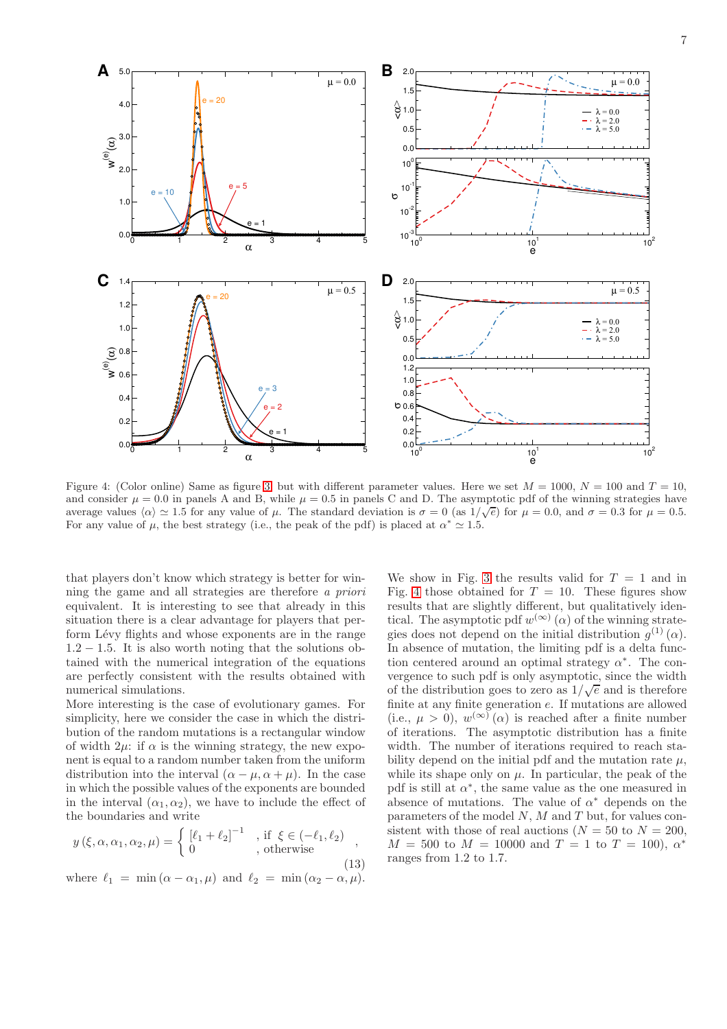Figure 4: (Color online) Same as figure 3, but with different parameter values. Here we set $M = 1000$, $N = 100$ and $T = 10$, and consider $\mu = 0.0$ in panels A and B, while $\mu = 0.5$ in panels C and D. The asymptotic pdf of the winning strategies have average values $\langle\alpha\rangle \simeq 1.5$ for any value of $\mu$. The standard deviation is $\sigma = 0$ (as $1/\sqrt{e}$) for $\mu = 0.0$, and $\sigma = 0.3$ for $\mu = 0.5$. For any value of $\mu$, the best strategy (i.e., the peak of the pdf) is placed at $\alpha^* \simeq 1.5$.

that players don't know which strategy is better for winning the game and all strategies are therefore *a priori* equivalent. It is interesting to see that already in this situation there is a clear advantage for players that perform Lévy flights and whose exponents are in the range $1.2 - 1.5$. It is also worth noting that the solutions obtained with the numerical integration of the equations are perfectly consistent with the results obtained with numerical simulations.

More interesting is the case of evolutionary games. For simplicity, here we consider the case in which the distribution of the random mutations is a rectangular window of width $2\mu$: if $\alpha$ is the winning strategy, the new exponent is equal to a random number taken from the uniform distribution into the interval $(\alpha - \mu, \alpha + \mu)$. In the case in which the possible values of the exponents are bounded in the interval $(\alpha_1, \alpha_2)$, we have to include the effect of the boundaries and write

$$y(\xi, \alpha, \alpha_1, \alpha_2, \mu) = \begin{cases} [\ell_1 + \ell_2]^{-1} & , \text{if } \xi \in (-\ell_1, \ell_2) \\ 0 & , \text{otherwise} \end{cases} , \tag{13}$$

where $\ell_1 = \min(\alpha - \alpha_1, \mu)$ and $\ell_2 = \min(\alpha_2 - \alpha, \mu)$.

We show in Fig. 3 the results valid for $T = 1$ and in Fig. 4 those obtained for $T = 10$. These figures show results that are slightly different, but qualitatively identical. The asymptotic pdf $w^{(\infty)}(\alpha)$ of the winning strategies does not depend on the initial distribution $g^{(1)}(\alpha)$. In absence of mutation, the limiting pdf is a delta function centered around an optimal strategy $\alpha^*$. The convergence to such pdf is only asymptotic, since the width of the distribution goes to zero as $1/\sqrt{e}$ and is therefore finite at any finite generation $e$. If mutations are allowed (i.e., $\mu > 0$), $w^{(\infty)}(\alpha)$ is reached after a finite number of iterations. The asymptotic distribution has a finite width. The number of iterations required to reach stability depend on the initial pdf and the mutation rate $\mu$, while its shape only on $\mu$. In particular, the peak of the pdf is still at $\alpha^*$, the same value as the one measured in absence of mutations. The value of $\alpha^*$ depends on the parameters of the model $N$, $M$ and $T$ but, for values consistent with those of real auctions ($N = 50$ to $N = 200$, $M = 500$ to $M = 10000$ and $T = 1$ to $T = 100$), $\alpha^*$ ranges from 1.2 to 1.7.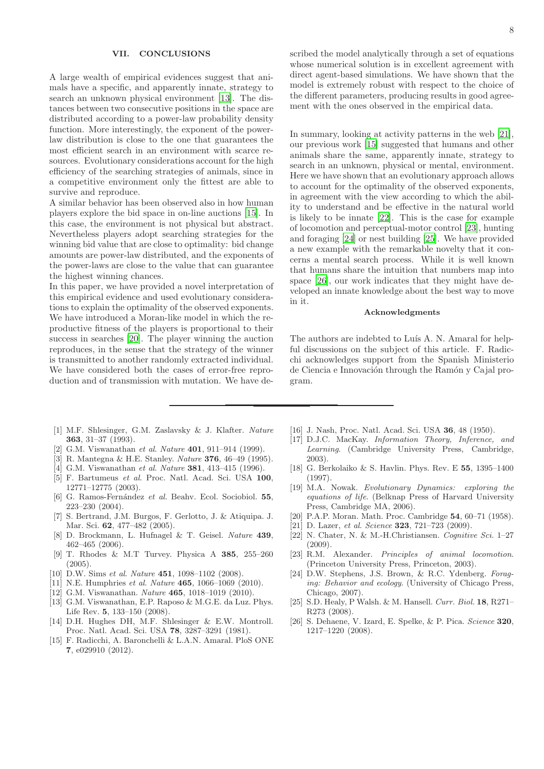## VII. CONCLUSIONS

A large wealth of empirical evidences suggest that animals have a specific, and apparently innate, strategy to search an unknown physical environment [13]. The distances between two consecutive positions in the space are distributed according to a power-law probability density function. More interestingly, the exponent of the power-law distribution is close to the one that guarantees the most efficient search in an environment with scarce resources. Evolutionary considerations account for the high efficiency of the searching strategies of animals, since in a competitive environment only the fittest are able to survive and reproduce.

A similar behavior has been observed also in how human players explore the bid space in on-line auctions [15]. In this case, the environment is not physical but abstract. Nevertheless players adopt searching strategies for the winning bid value that are close to optimality: bid change amounts are power-law distributed, and the exponents of the power-laws are close to the value that can guarantee the highest winning chances.

In this paper, we have provided a novel interpretation of this empirical evidence and used evolutionary considerations to explain the optimality of the observed exponents. We have introduced a Moran-like model in which the reproductive fitness of the players is proportional to their success in searches [20]. The player winning the auction reproduces, in the sense that the strategy of the winner is transmitted to another randomly extracted individual. We have considered both the cases of error-free reproduction and of transmission with mutation. We have described the model analytically through a set of equations whose numerical solution is in excellent agreement with direct agent-based simulations. We have shown that the model is extremely robust with respect to the choice of the different parameters, producing results in good agreement with the ones observed in the empirical data.

In summary, looking at activity patterns in the web [21], our previous work [15] suggested that humans and other animals share the same, apparently innate, strategy to search in an unknown, physical or mental, environment. Here we have shown that an evolutionary approach allows to account for the optimality of the observed exponents, in agreement with the view according to which the ability to understand and be effective in the natural world is likely to be innate [22]. This is the case for example of locomotion and perceptual-motor control [23], hunting and foraging [24] or nest building [25]. We have provided a new example with the remarkable novelty that it concerns a mental search process. While it is well known that humans share the intuition that numbers map into space [26], our work indicates that they might have developed an innate knowledge about the best way to move in it.

### Acknowledgments

The authors are indebted to Luís A. N. Amaral for helpful discussions on the subject of this article. F. Radicchi acknowledges support from the Spanish Ministerio de Ciencia e Innovación through the Ramón y Cajal program.

---

[1] M.F. Shlesinger, G.M. Zaslavsky & J. Klafter. *Nature* **363**, 31–37 (1993).
[2] G.M. Viswanathan *et al.* *Nature* **401**, 911–914 (1999).
[3] R. Mantegna & H.E. Stanley. *Nature* **376**, 46–49 (1995).
[4] G.M. Viswanathan *et al.* *Nature* **381**, 413–415 (1996).
[5] F. Bartumeus *et al.* Proc. Natl. Acad. Sci. USA **100**, 12771–12775 (2003).
[6] G. Ramos-Fernández *et al.* Beahv. Ecol. Sociobiol. **55**, 223–230 (2004).
[7] S. Bertrand, J.M. Burgos, F. Gerlotto, J. & Atiquipa. J. Mar. Sci. **62**, 477–482 (2005).
[8] D. Brockmann, L. Hufnagel & T. Geisel. *Nature* **439**, 462–465 (2006).
[9] T. Rhodes & M.T Turvey. Physica A **385**, 255–260 (2005).
[10] D.W. Sims *et al.* *Nature* **451**, 1098–1102 (2008).
[11] N.E. Humphries *et al.* *Nature* **465**, 1066–1069 (2010).
[12] G.M. Viswanathan. *Nature* **465**, 1018–1019 (2010).
[13] G.M. Viswanathan, E.P. Raposo & M.G.E. da Luz. Phys. Life Rev. **5**, 133–150 (2008).
[14] D.H. Hughes DH, M.F. Shlesinger & E.W. Montroll. Proc. Natl. Acad. Sci. USA **78**, 3287–3291 (1981).
[15] F. Radicchi, A. Baronchelli & L.A.N. Amaral. PloS ONE **7**, e029910 (2012).
[16] J. Nash, Proc. Natl. Acad. Sci. USA **36**, 48 (1950).
[17] D.J.C. MacKay. *Information Theory, Inference, and Learning*. (Cambridge University Press, Cambridge, 2003).
[18] G. Berkolaiko & S. Havlin. Phys. Rev. E **55**, 1395–1400 (1997).
[19] M.A. Nowak. *Evolutionary Dynamics: exploring the equations of life*. (Belknap Press of Harvard University Press, Cambridge MA, 2006).
[20] P.A.P. Moran. Math. Proc. Cambridge **54**, 60–71 (1958).
[21] D. Lazer, *et al.* *Science* **323**, 721–723 (2009).
[22] N. Chater, N. & M.-H.Christiansen. *Cognitive Sci.* 1–27 (2009).
[23] R.M. Alexander. *Principles of animal locomotion*. (Princeton University Press, Princeton, 2003).
[24] D.W. Stephens, J.S. Brown, & R.C. Ydenberg. *Foraging: Behavior and ecology*. (University of Chicago Press, Chicago, 2007).
[25] S.D. Healy, P Walsh. & M. Hansell. *Curr. Biol.* **18**, R271–R273 (2008).
[26] S. Dehaene, V. Izard, E. Spelke, & P. Pica. *Science* **320**, 1217–1220 (2008).